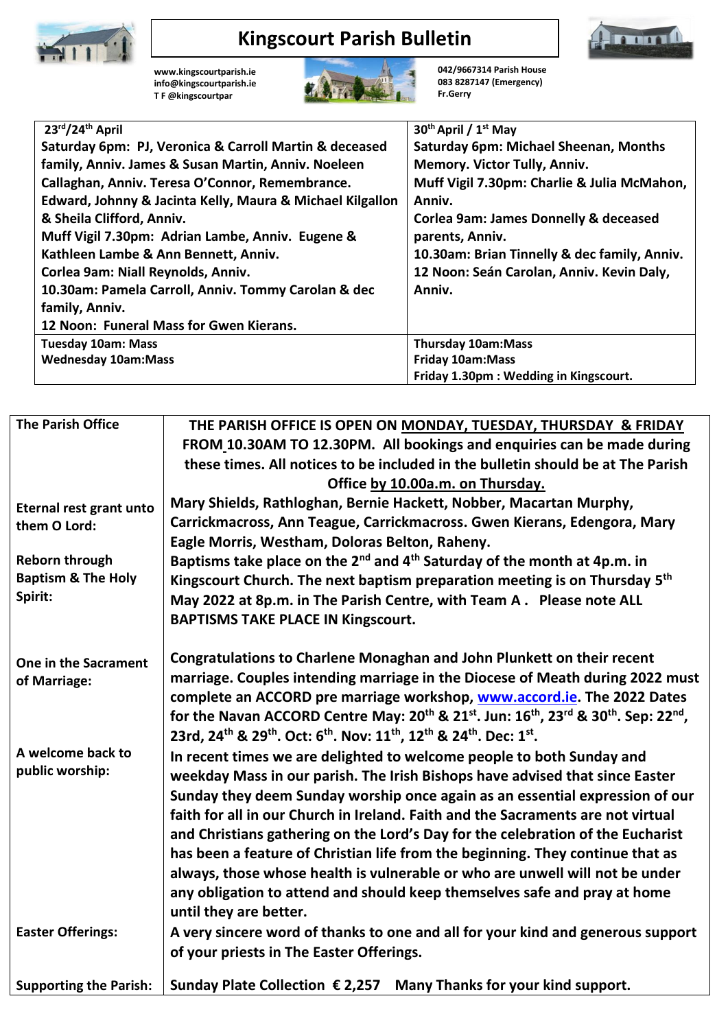# Kingscourt Parish Bulletin

www.kingscourtparish.ie
info@kingscourtparish.ie
T F @kingscourtpar

042/9667314 Parish House
083 8287147 (Emergency)
Fr.Gerry

| 23rd/24th April | 30th April / 1st May |
|---|---|
| Saturday 6pm: PJ, Veronica & Carroll Martin & deceased family, Anniv. James & Susan Martin, Anniv. Noeleen Callaghan, Anniv. Teresa O'Connor, Remembrance. Edward, Johnny & Jacinta Kelly, Maura & Michael Kilgallon & Sheila Clifford, Anniv.<br>Muff Vigil 7.30pm: Adrian Lambe, Anniv. Eugene & Kathleen Lambe & Ann Bennett, Anniv.<br>Corlea 9am: Niall Reynolds, Anniv.<br>10.30am: Pamela Carroll, Anniv. Tommy Carolan & dec family, Anniv.<br>12 Noon: Funeral Mass for Gwen Kierans. | Saturday 6pm: Michael Sheenan, Months Memory. Victor Tully, Anniv.<br>Muff Vigil 7.30pm: Charlie & Julia McMahon, Anniv.<br>Corlea 9am: James Donnelly & deceased parents, Anniv.<br>10.30am: Brian Tinnelly & dec family, Anniv.<br>12 Noon: Seán Carolan, Anniv. Kevin Daly, Anniv. |
| Tuesday 10am: Mass<br>Wednesday 10am:Mass | Thursday 10am:Mass<br>Friday 10am:Mass<br>Friday 1.30pm : Wedding in Kingscourt. |

| | |
|---|---|
| **The Parish Office** | **THE PARISH OFFICE IS OPEN ON MONDAY, TUESDAY, THURSDAY & FRIDAY FROM 10.30AM TO 12.30PM. All bookings and enquiries can be made during these times. All notices to be included in the bulletin should be at The Parish Office by 10.00a.m. on Thursday.** |
| **Eternal rest grant unto them O Lord:** | **Mary Shields, Rathloghan, Bernie Hackett, Nobber, Macartan Murphy, Carrickmacross, Ann Teague, Carrickmacross. Gwen Kierans, Edengora, Mary Eagle Morris, Westham, Doloras Belton, Raheny.** |
| **Reborn through Baptism & The Holy Spirit:** | **Baptisms take place on the 2nd and 4th Saturday of the month at 4p.m. in Kingscourt Church. The next baptism preparation meeting is on Thursday 5th May 2022 at 8p.m. in The Parish Centre, with Team A . Please note ALL BAPTISMS TAKE PLACE IN Kingscourt.** |
| **One in the Sacrament of Marriage:** | **Congratulations to Charlene Monaghan and John Plunkett on their recent marriage. Couples intending marriage in the Diocese of Meath during 2022 must complete an ACCORD pre marriage workshop, www.accord.ie. The 2022 Dates for the Navan ACCORD Centre May: 20th & 21st. Jun: 16th, 23rd & 30th. Sep: 22nd, 23rd, 24th & 29th. Oct: 6th. Nov: 11th, 12th & 24th. Dec: 1st.** |
| **A welcome back to public worship:** | **In recent times we are delighted to welcome people to both Sunday and weekday Mass in our parish. The Irish Bishops have advised that since Easter Sunday they deem Sunday worship once again as an essential expression of our faith for all in our Church in Ireland. Faith and the Sacraments are not virtual and Christians gathering on the Lord's Day for the celebration of the Eucharist has been a feature of Christian life from the beginning. They continue that as always, those whose health is vulnerable or who are unwell will not be under any obligation to attend and should keep themselves safe and pray at home until they are better.** |
| **Easter Offerings:** | **A very sincere word of thanks to one and all for your kind and generous support of your priests in The Easter Offerings.** |
| **Supporting the Parish:** | **Sunday Plate Collection € 2,257 Many Thanks for your kind support.** |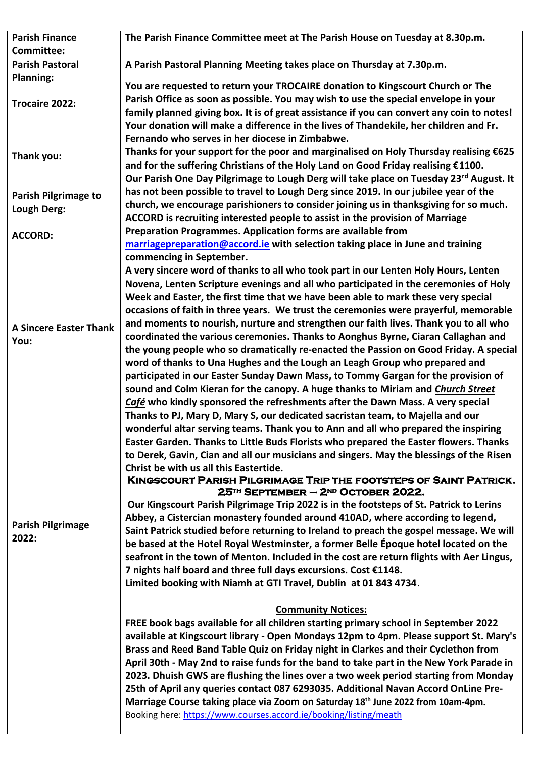| | |
|---|---|
| **Parish Finance Committee:** | **The Parish Finance Committee meet at The Parish House on Tuesday at 8.30p.m.** |
| **Parish Pastoral Planning:** | **A Parish Pastoral Planning Meeting takes place on Thursday at 7.30p.m.** |
| **Trocaire 2022:** | **You are requested to return your TROCAIRE donation to Kingscourt Church or The Parish Office as soon as possible. You may wish to use the special envelope in your family planned giving box. It is of great assistance if you can convert any coin to notes! Your donation will make a difference in the lives of Thandekile, her children and Fr. Fernando who serves in her diocese in Zimbabwe.** |
| **Thank you:** | **Thanks for your support for the poor and marginalised on Holy Thursday realising €625 and for the suffering Christians of the Holy Land on Good Friday realising €1100.** |
| **Parish Pilgrimage to Lough Derg:** | **Our Parish One Day Pilgrimage to Lough Derg will take place on Tuesday 23rd August. It has not been possible to travel to Lough Derg since 2019. In our jubilee year of the church, we encourage parishioners to consider joining us in thanksgiving for so much.** |
| **ACCORD:** | **ACCORD is recruiting interested people to assist in the provision of Marriage Preparation Programmes. Application forms are available from [marriagepreparation@accord.ie](mailto:marriagepreparation@accord.ie) with selection taking place in June and training commencing in September.** |
| **A Sincere Easter Thank You:** | **A very sincere word of thanks to all who took part in our Lenten Holy Hours, Lenten Novena, Lenten Scripture evenings and all who participated in the ceremonies of Holy Week and Easter, the first time that we have been able to mark these very special occasions of faith in three years. We trust the ceremonies were prayerful, memorable and moments to nourish, nurture and strengthen our faith lives. Thank you to all who coordinated the various ceremonies. Thanks to Aonghus Byrne, Ciaran Callaghan and the young people who so dramatically re-enacted the Passion on Good Friday. A special word of thanks to Una Hughes and the Lough an Leagh Group who prepared and participated in our Easter Sunday Dawn Mass, to Tommy Gargan for the provision of sound and Colm Kieran for the canopy. A huge thanks to Miriam and _Church Street Café_ who kindly sponsored the refreshments after the Dawn Mass. A very special Thanks to PJ, Mary D, Mary S, our dedicated sacristan team, to Majella and our wonderful altar serving teams. Thank you to Ann and all who prepared the inspiring Easter Garden. Thanks to Little Buds Florists who prepared the Easter flowers. Thanks to Derek, Gavin, Cian and all our musicians and singers. May the blessings of the Risen Christ be with us all this Eastertide.** |
| **Parish Pilgrimage 2022:** | **KINGSCOURT PARISH PILGRIMAGE TRIP THE FOOTSTEPS OF SAINT PATRICK. 25TH SEPTEMBER – 2ND OCTOBER 2022.** **Our Kingscourt Parish Pilgrimage Trip 2022 is in the footsteps of St. Patrick to Lerins Abbey, a Cistercian monastery founded around 410AD, where according to legend, Saint Patrick studied before returning to Ireland to preach the gospel message. We will be based at the Hotel Royal Westminster, a former Belle Époque hotel located on the seafront in the town of Menton. Included in the cost are return flights with Aer Lingus, 7 nights half board and three full days excursions. Cost €1148.** **Limited booking with Niamh at GTI Travel, Dublin at 01 843 4734.** |
| | **<u>Community Notices:</u>** **FREE book bags available for all children starting primary school in September 2022 available at Kingscourt library - Open Mondays 12pm to 4pm. Please support St. Mary's Brass and Reed Band Table Quiz on Friday night in Clarkes and their Cyclethon from April 30th - May 2nd to raise funds for the band to take part in the New York Parade in 2023. Dhuish GWS are flushing the lines over a two week period starting from Monday 25th of April any queries contact 087 6293035. Additional Navan Accord OnLine Pre-Marriage Course taking place via Zoom on Saturday 18th June 2022 from 10am-4pm.** Booking here: [https://www.courses.accord.ie/booking/listing/meath](https://www.courses.accord.ie/booking/listing/meath) |